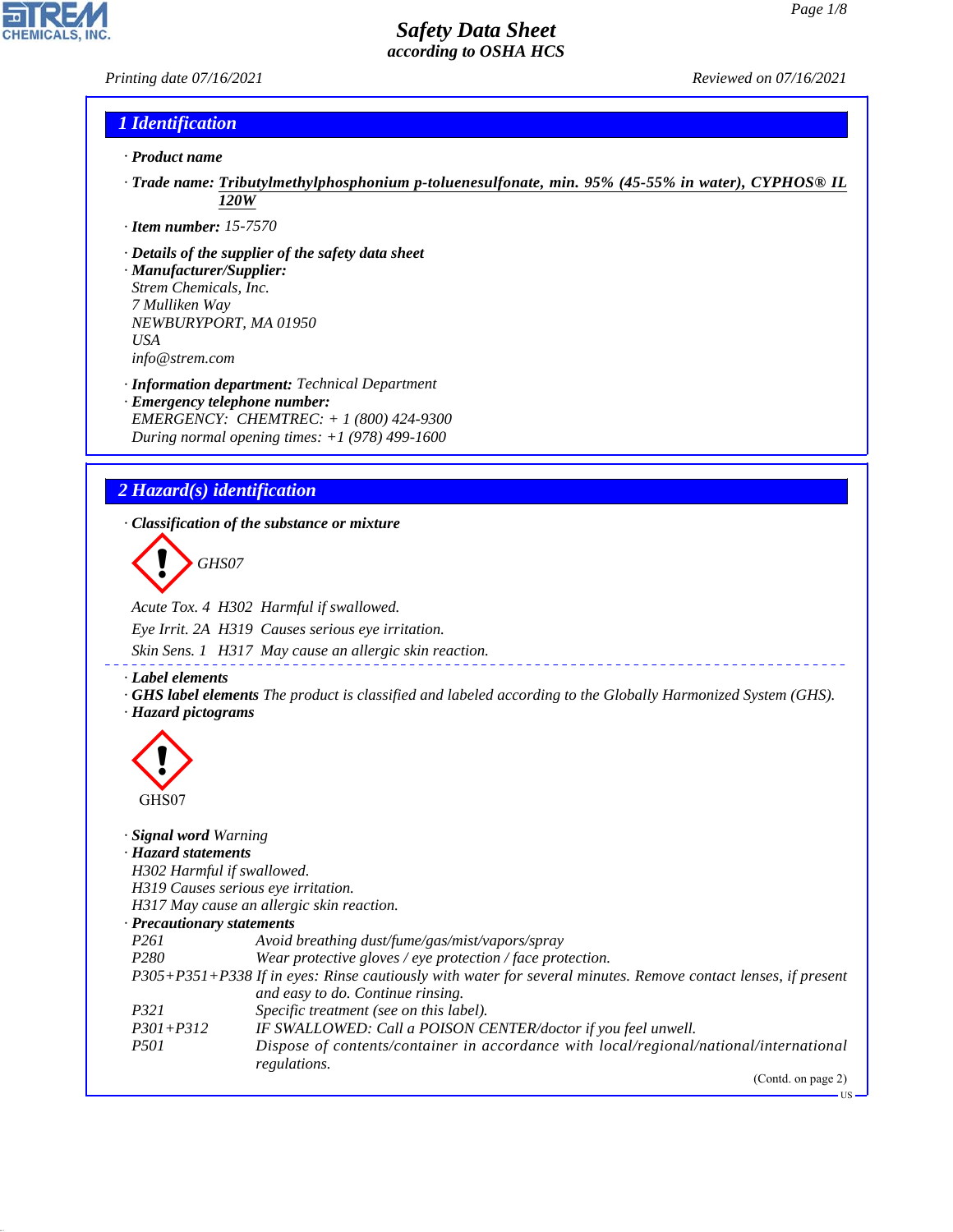# Safety Data Sheet
according to OSHA HCS

Printing date 07/16/2021 Reviewed on 07/16/2021

## 1 Identification

· **Product name**

· **Trade name:** **Tributylmethylphosphonium p-toluenesulfonate, min. 95% (45-55% in water), CYPHOS® IL 120W**

· **Item number:** 15-7570

· **Details of the supplier of the safety data sheet**
· **Manufacturer/Supplier:**
Strem Chemicals, Inc.
7 Mulliken Way
NEWBURYPORT, MA 01950
USA
info@strem.com

· **Information department:** Technical Department
· **Emergency telephone number:**
EMERGENCY: CHEMTREC: + 1 (800) 424-9300
During normal opening times: +1 (978) 499-1600

## 2 Hazard(s) identification

· **Classification of the substance or mixture**

GHS07

Acute Tox. 4 H302 Harmful if swallowed.

Eye Irrit. 2A H319 Causes serious eye irritation.

Skin Sens. 1 H317 May cause an allergic skin reaction.

· **Label elements**
· **GHS label elements** The product is classified and labeled according to the Globally Harmonized System (GHS).
· **Hazard pictograms**

GHS07

· **Signal word** Warning
· **Hazard statements**
H302 Harmful if swallowed.
H319 Causes serious eye irritation.
H317 May cause an allergic skin reaction.
· **Precautionary statements**

| | |
|---|---|
| P261 | Avoid breathing dust/fume/gas/mist/vapors/spray |
| P280 | Wear protective gloves / eye protection / face protection. |
| P305+P351+P338 | If in eyes: Rinse cautiously with water for several minutes. Remove contact lenses, if present and easy to do. Continue rinsing. |
| P321 | Specific treatment (see on this label). |
| P301+P312 | IF SWALLOWED: Call a POISON CENTER/doctor if you feel unwell. |
| P501 | Dispose of contents/container in accordance with local/regional/national/international regulations. |

(Contd. on page 2)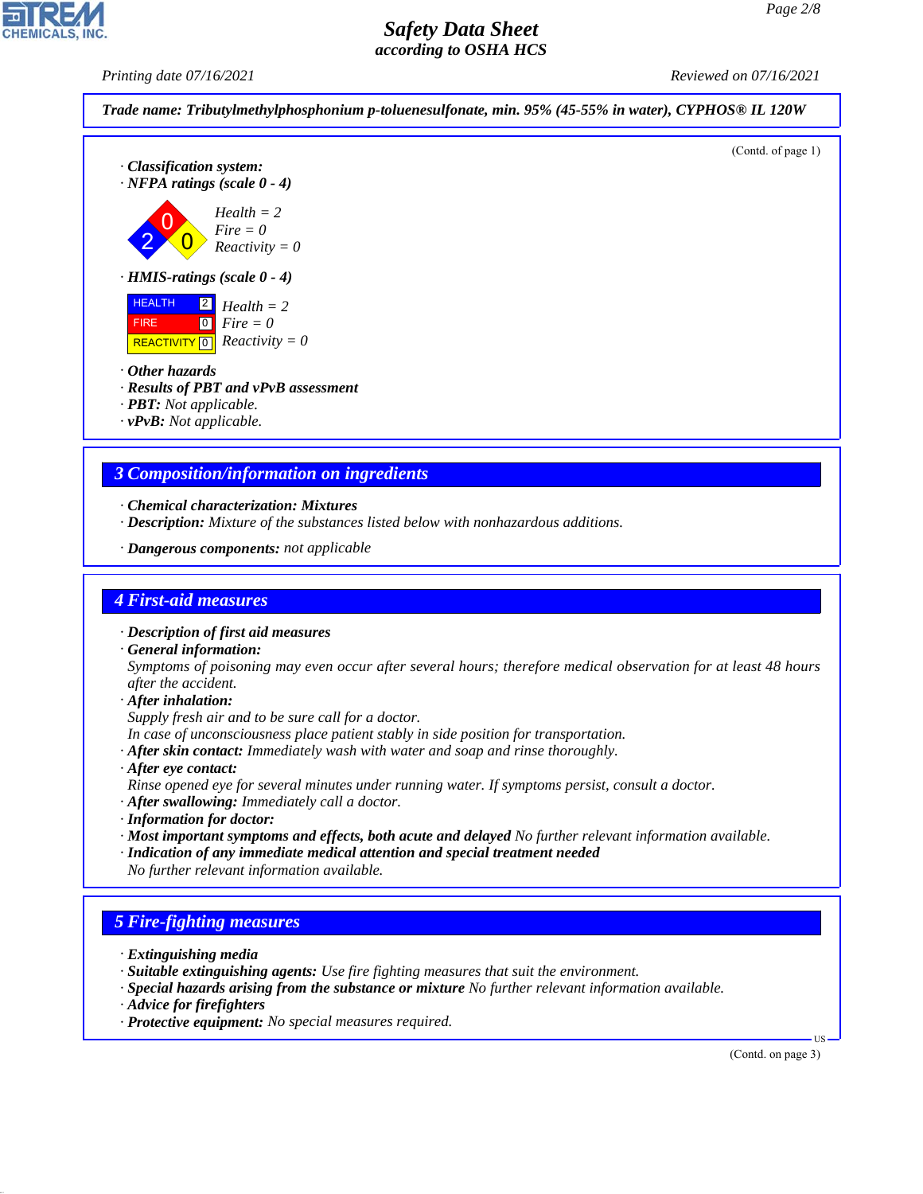**Trade name: Tributylmethylphosphonium p-toluenesulfonate, min. 95% (45-55% in water), CYPHOS® IL 120W**

(Contd. of page 1)

· **Classification system:**

· **NFPA ratings (scale 0 - 4)**

Health = 2
Fire = 0
Reactivity = 0

· **HMIS-ratings (scale 0 - 4)**

| | | |
|---|---|---|
| HEALTH | 2 | Health = 2 |
| FIRE | 0 | Fire = 0 |
| REACTIVITY | 0 | Reactivity = 0 |

· **Other hazards**
· **Results of PBT and vPvB assessment**
· **PBT:** Not applicable.
· **vPvB:** Not applicable.

## 3 Composition/information on ingredients

· **Chemical characterization: Mixtures**
· **Description:** Mixture of the substances listed below with nonhazardous additions.

· **Dangerous components:** not applicable

## 4 First-aid measures

· **Description of first aid measures**
· **General information:**
Symptoms of poisoning may even occur after several hours; therefore medical observation for at least 48 hours after the accident.
· **After inhalation:**
Supply fresh air and to be sure call for a doctor.
In case of unconsciousness place patient stably in side position for transportation.
· **After skin contact:** Immediately wash with water and soap and rinse thoroughly.
· **After eye contact:**
Rinse opened eye for several minutes under running water. If symptoms persist, consult a doctor.
· **After swallowing:** Immediately call a doctor.
· **Information for doctor:**
· **Most important symptoms and effects, both acute and delayed** No further relevant information available.
· **Indication of any immediate medical attention and special treatment needed**
No further relevant information available.

## 5 Fire-fighting measures

· **Extinguishing media**
· **Suitable extinguishing agents:** Use fire fighting measures that suit the environment.
· **Special hazards arising from the substance or mixture** No further relevant information available.
· **Advice for firefighters**
· **Protective equipment:** No special measures required.

(Contd. on page 3)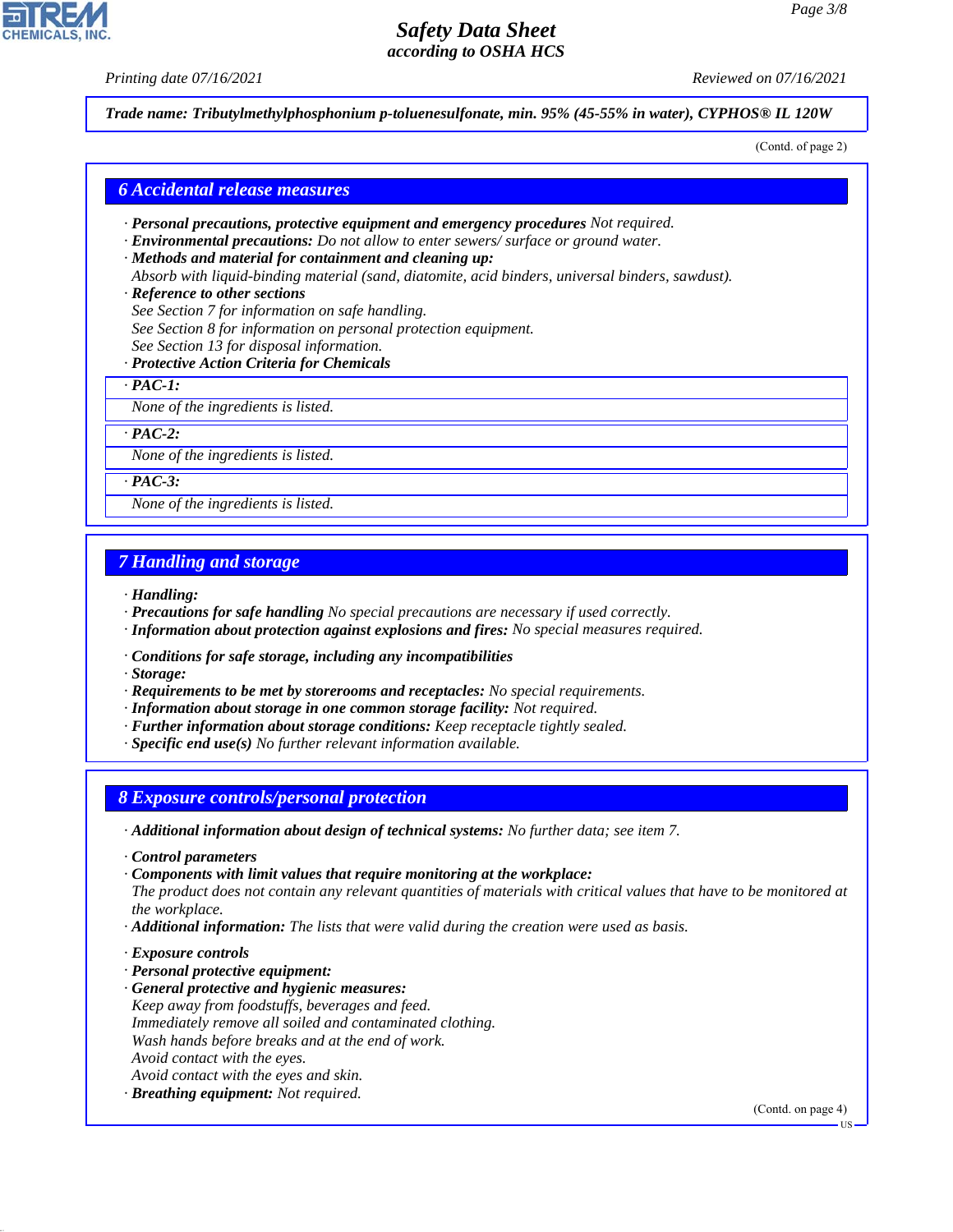Trade name: Tributylmethylphosphonium p-toluenesulfonate, min. 95% (45-55% in water), CYPHOS® IL 120W

(Contd. of page 2)

## 6 Accidental release measures

· **Personal precautions, protective equipment and emergency procedures** Not required.
· **Environmental precautions:** Do not allow to enter sewers/ surface or ground water.
· **Methods and material for containment and cleaning up:**
Absorb with liquid-binding material (sand, diatomite, acid binders, universal binders, sawdust).
· **Reference to other sections**
See Section 7 for information on safe handling.
See Section 8 for information on personal protection equipment.
See Section 13 for disposal information.
· **Protective Action Criteria for Chemicals**

| · **PAC-1:** |
|---|
| None of the ingredients is listed. |

| · **PAC-2:** |
|---|
| None of the ingredients is listed. |

| · **PAC-3:** |
|---|
| None of the ingredients is listed. |

## 7 Handling and storage

· **Handling:**
· **Precautions for safe handling** No special precautions are necessary if used correctly.
· **Information about protection against explosions and fires:** No special measures required.

· **Conditions for safe storage, including any incompatibilities**
· **Storage:**
· **Requirements to be met by storerooms and receptacles:** No special requirements.
· **Information about storage in one common storage facility:** Not required.
· **Further information about storage conditions:** Keep receptacle tightly sealed.
· **Specific end use(s)** No further relevant information available.

## 8 Exposure controls/personal protection

· **Additional information about design of technical systems:** No further data; see item 7.

· **Control parameters**
· **Components with limit values that require monitoring at the workplace:**
The product does not contain any relevant quantities of materials with critical values that have to be monitored at the workplace.
· **Additional information:** The lists that were valid during the creation were used as basis.

· **Exposure controls**
· **Personal protective equipment:**
· **General protective and hygienic measures:**
Keep away from foodstuffs, beverages and feed.
Immediately remove all soiled and contaminated clothing.
Wash hands before breaks and at the end of work.
Avoid contact with the eyes.
Avoid contact with the eyes and skin.
· **Breathing equipment:** Not required.

(Contd. on page 4)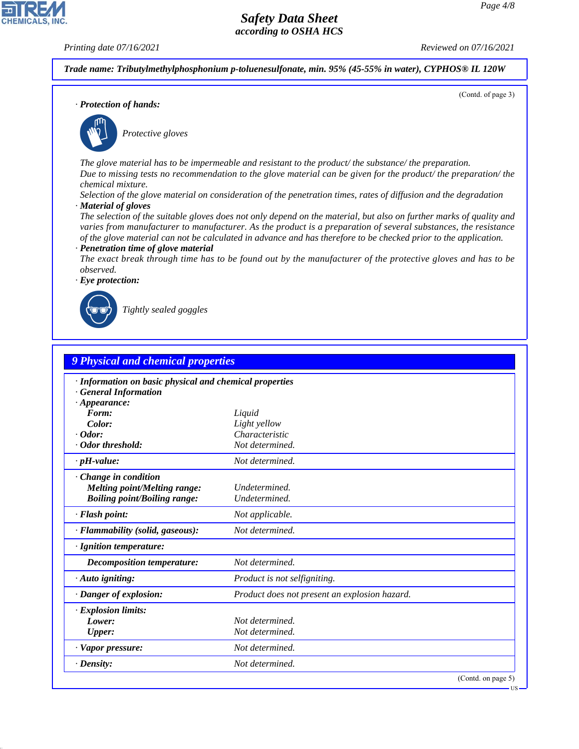**Trade name: Tributylmethylphosphonium p-toluenesulfonate, min. 95% (45-55% in water), CYPHOS® IL 120W**

(Contd. of page 3)

· **Protection of hands:**

Protective gloves

The glove material has to be impermeable and resistant to the product/ the substance/ the preparation.
Due to missing tests no recommendation to the glove material can be given for the product/ the preparation/ the chemical mixture.
Selection of the glove material on consideration of the penetration times, rates of diffusion and the degradation

· **Material of gloves**
The selection of the suitable gloves does not only depend on the material, but also on further marks of quality and varies from manufacturer to manufacturer. As the product is a preparation of several substances, the resistance of the glove material can not be calculated in advance and has therefore to be checked prior to the application.

· **Penetration time of glove material**
The exact break through time has to be found out by the manufacturer of the protective gloves and has to be observed.

· **Eye protection:**

Tightly sealed goggles

## 9 Physical and chemical properties

| | |
|---|---|
| · **Information on basic physical and chemical properties** | |
| · **General Information** | |
| · **Appearance:** | |
| **Form:** | Liquid |
| **Color:** | Light yellow |
| · **Odor:** | Characteristic |
| · **Odor threshold:** | Not determined. |
| · **pH-value:** | Not determined. |
| · **Change in condition** | |
| **Melting point/Melting range:** | Undetermined. |
| **Boiling point/Boiling range:** | Undetermined. |
| · **Flash point:** | Not applicable. |
| · **Flammability (solid, gaseous):** | Not determined. |
| · **Ignition temperature:** | |
| **Decomposition temperature:** | Not determined. |
| · **Auto igniting:** | Product is not selfigniting. |
| · **Danger of explosion:** | Product does not present an explosion hazard. |
| · **Explosion limits:** | |
| **Lower:** | Not determined. |
| **Upper:** | Not determined. |
| · **Vapor pressure:** | Not determined. |
| · **Density:** | Not determined. |

(Contd. on page 5)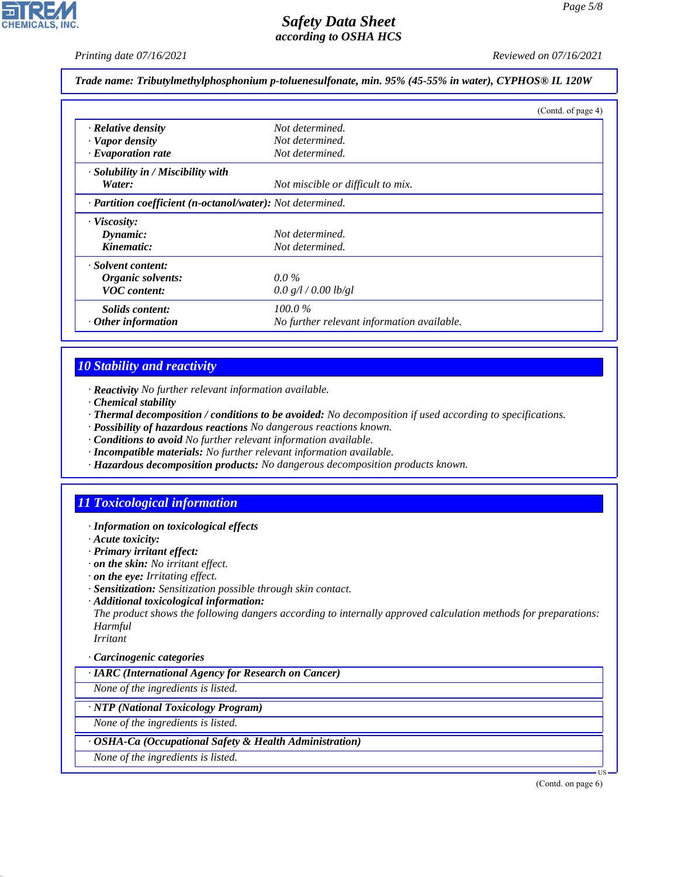**Trade name: Tributylmethylphosphonium p-toluenesulfonate, min. 95% (45-55% in water), CYPHOS® IL 120W**

(Contd. of page 4)

| | |
|---|---|
| · **Relative density** | Not determined. |
| · **Vapor density** | Not determined. |
| · **Evaporation rate** | Not determined. |
| · **Solubility in / Miscibility with** | |
| **Water:** | Not miscible or difficult to mix. |
| · **Partition coefficient (n-octanol/water):** | Not determined. |
| · **Viscosity:** | |
| **Dynamic:** | Not determined. |
| **Kinematic:** | Not determined. |
| · **Solvent content:** | |
| **Organic solvents:** | 0.0 % |
| **VOC content:** | 0.0 g/l / 0.00 lb/gl |
| **Solids content:** | 100.0 % |
| · **Other information** | No further relevant information available. |

## 10 Stability and reactivity

· **Reactivity** No further relevant information available.
· **Chemical stability**
· **Thermal decomposition / conditions to be avoided:** No decomposition if used according to specifications.
· **Possibility of hazardous reactions** No dangerous reactions known.
· **Conditions to avoid** No further relevant information available.
· **Incompatible materials:** No further relevant information available.
· **Hazardous decomposition products:** No dangerous decomposition products known.

## 11 Toxicological information

· **Information on toxicological effects**
· **Acute toxicity:**
· **Primary irritant effect:**
· **on the skin:** No irritant effect.
· **on the eye:** Irritating effect.
· **Sensitization:** Sensitization possible through skin contact.
· **Additional toxicological information:**
The product shows the following dangers according to internally approved calculation methods for preparations:
Harmful
Irritant

· **Carcinogenic categories**

| · **IARC (International Agency for Research on Cancer)** |
|---|
| None of the ingredients is listed. |

| · **NTP (National Toxicology Program)** |
|---|
| None of the ingredients is listed. |

| · **OSHA-Ca (Occupational Safety & Health Administration)** |
|---|
| None of the ingredients is listed. |

(Contd. on page 6)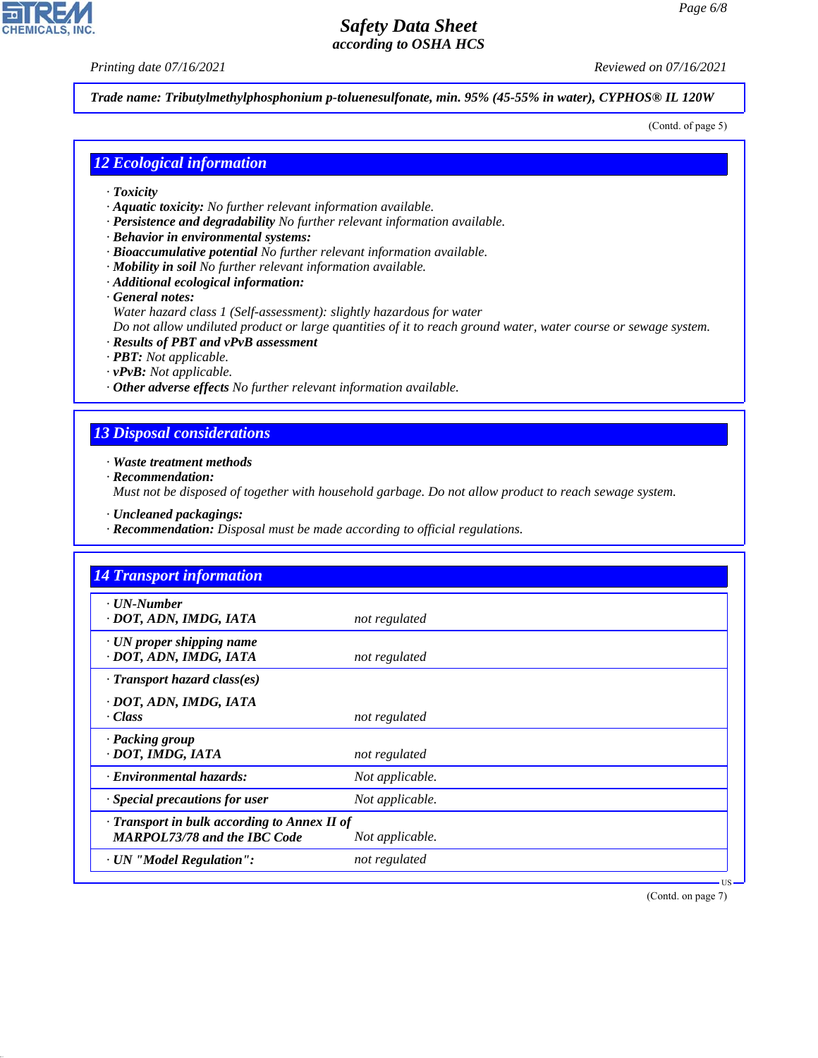**Trade name: Tributylmethylphosphonium p-toluenesulfonate, min. 95% (45-55% in water), CYPHOS® IL 120W**

(Contd. of page 5)

## 12 Ecological information

- **Toxicity**
- **Aquatic toxicity:** No further relevant information available.
- **Persistence and degradability** No further relevant information available.
- **Behavior in environmental systems:**
- **Bioaccumulative potential** No further relevant information available.
- **Mobility in soil** No further relevant information available.
- **Additional ecological information:**
- **General notes:**
  Water hazard class 1 (Self-assessment): slightly hazardous for water
  Do not allow undiluted product or large quantities of it to reach ground water, water course or sewage system.
- **Results of PBT and vPvB assessment**
- **PBT:** Not applicable.
- **vPvB:** Not applicable.
- **Other adverse effects** No further relevant information available.

## 13 Disposal considerations

- **Waste treatment methods**
- **Recommendation:**
  Must not be disposed of together with household garbage. Do not allow product to reach sewage system.
- **Uncleaned packagings:**
- **Recommendation:** Disposal must be made according to official regulations.

## 14 Transport information

| | |
|---|---|
| · **UN-Number**<br>· **DOT, ADN, IMDG, IATA** | not regulated |
| · **UN proper shipping name**<br>· **DOT, ADN, IMDG, IATA** | not regulated |
| · **Transport hazard class(es)**<br>· **DOT, ADN, IMDG, IATA**<br>· **Class** | not regulated |
| · **Packing group**<br>· **DOT, IMDG, IATA** | not regulated |
| · **Environmental hazards:** | Not applicable. |
| · **Special precautions for user** | Not applicable. |
| · **Transport in bulk according to Annex II of MARPOL73/78 and the IBC Code** | Not applicable. |
| · **UN "Model Regulation":** | not regulated |

(Contd. on page 7)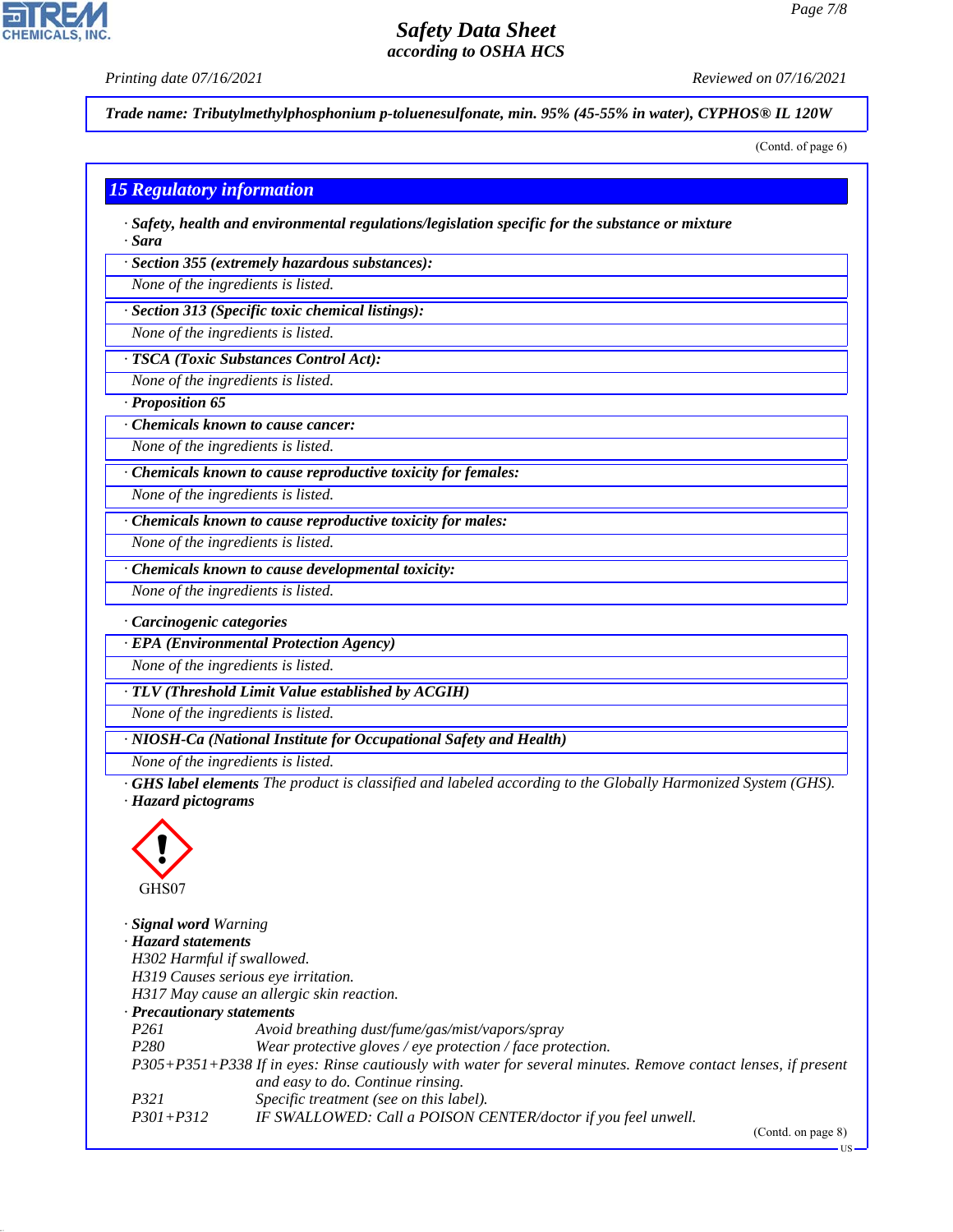**Safety Data Sheet**
**according to OSHA HCS**

Printing date 07/16/2021 Reviewed on 07/16/2021

**Trade name: Tributylmethylphosphonium p-toluenesulfonate, min. 95% (45-55% in water), CYPHOS® IL 120W**

(Contd. of page 6)

## 15 Regulatory information

· **Safety, health and environmental regulations/legislation specific for the substance or mixture**
· **Sara**

· **Section 355 (extremely hazardous substances):**
None of the ingredients is listed.

· **Section 313 (Specific toxic chemical listings):**
None of the ingredients is listed.

· **TSCA (Toxic Substances Control Act):**
None of the ingredients is listed.

· **Proposition 65**

· **Chemicals known to cause cancer:**
None of the ingredients is listed.

· **Chemicals known to cause reproductive toxicity for females:**
None of the ingredients is listed.

· **Chemicals known to cause reproductive toxicity for males:**
None of the ingredients is listed.

· **Chemicals known to cause developmental toxicity:**
None of the ingredients is listed.

· **Carcinogenic categories**

· **EPA (Environmental Protection Agency)**
None of the ingredients is listed.

· **TLV (Threshold Limit Value established by ACGIH)**
None of the ingredients is listed.

· **NIOSH-Ca (National Institute for Occupational Safety and Health)**
None of the ingredients is listed.

· **GHS label elements** The product is classified and labeled according to the Globally Harmonized System (GHS).
· **Hazard pictograms**

GHS07

· **Signal word** Warning
· **Hazard statements**
H302 Harmful if swallowed.
H319 Causes serious eye irritation.
H317 May cause an allergic skin reaction.
· **Precautionary statements**

| | |
|---|---|
| P261 | Avoid breathing dust/fume/gas/mist/vapors/spray |
| P280 | Wear protective gloves / eye protection / face protection. |
| P305+P351+P338 | If in eyes: Rinse cautiously with water for several minutes. Remove contact lenses, if present and easy to do. Continue rinsing. |
| P321 | Specific treatment (see on this label). |
| P301+P312 | IF SWALLOWED: Call a POISON CENTER/doctor if you feel unwell. |

(Contd. on page 8)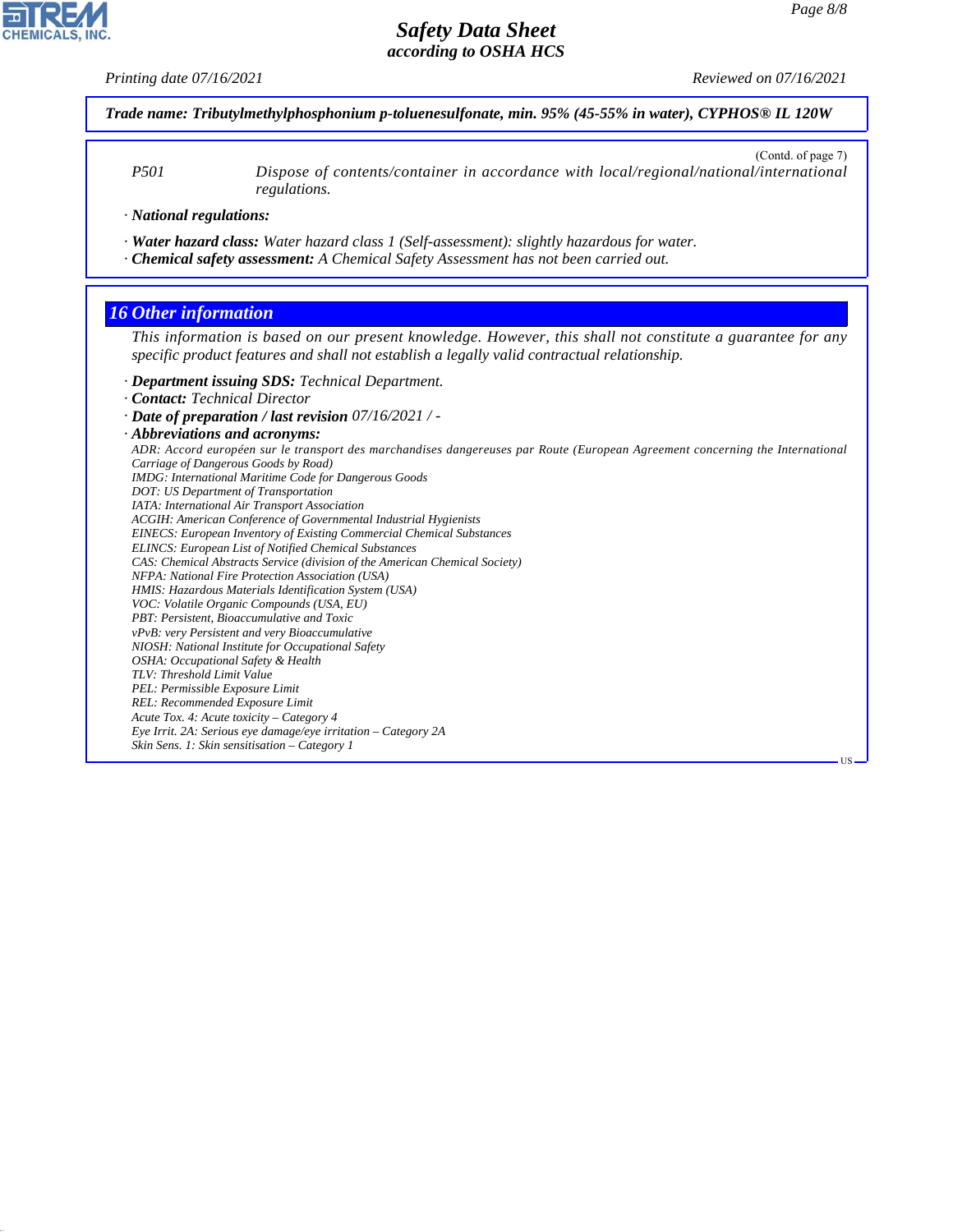*Trade name: Tributylmethylphosphonium p-toluenesulfonate, min. 95% (45-55% in water), CYPHOS® IL 120W*

(Contd. of page 7)

P501 Dispose of contents/container in accordance with local/regional/national/international regulations.

· **National regulations:**

· **Water hazard class:** Water hazard class 1 (Self-assessment): slightly hazardous for water.
· **Chemical safety assessment:** A Chemical Safety Assessment has not been carried out.

## 16 Other information

This information is based on our present knowledge. However, this shall not constitute a guarantee for any specific product features and shall not establish a legally valid contractual relationship.

· **Department issuing SDS:** Technical Department.
· **Contact:** Technical Director
· **Date of preparation / last revision** 07/16/2021 / -
· **Abbreviations and acronyms:**

ADR: Accord européen sur le transport des marchandises dangereuses par Route (European Agreement concerning the International Carriage of Dangerous Goods by Road)
IMDG: International Maritime Code for Dangerous Goods
DOT: US Department of Transportation
IATA: International Air Transport Association
ACGIH: American Conference of Governmental Industrial Hygienists
EINECS: European Inventory of Existing Commercial Chemical Substances
ELINCS: European List of Notified Chemical Substances
CAS: Chemical Abstracts Service (division of the American Chemical Society)
NFPA: National Fire Protection Association (USA)
HMIS: Hazardous Materials Identification System (USA)
VOC: Volatile Organic Compounds (USA, EU)
PBT: Persistent, Bioaccumulative and Toxic
vPvB: very Persistent and very Bioaccumulative
NIOSH: National Institute for Occupational Safety
OSHA: Occupational Safety & Health
TLV: Threshold Limit Value
PEL: Permissible Exposure Limit
REL: Recommended Exposure Limit
Acute Tox. 4: Acute toxicity – Category 4
Eye Irrit. 2A: Serious eye damage/eye irritation – Category 2A
Skin Sens. 1: Skin sensitisation – Category 1